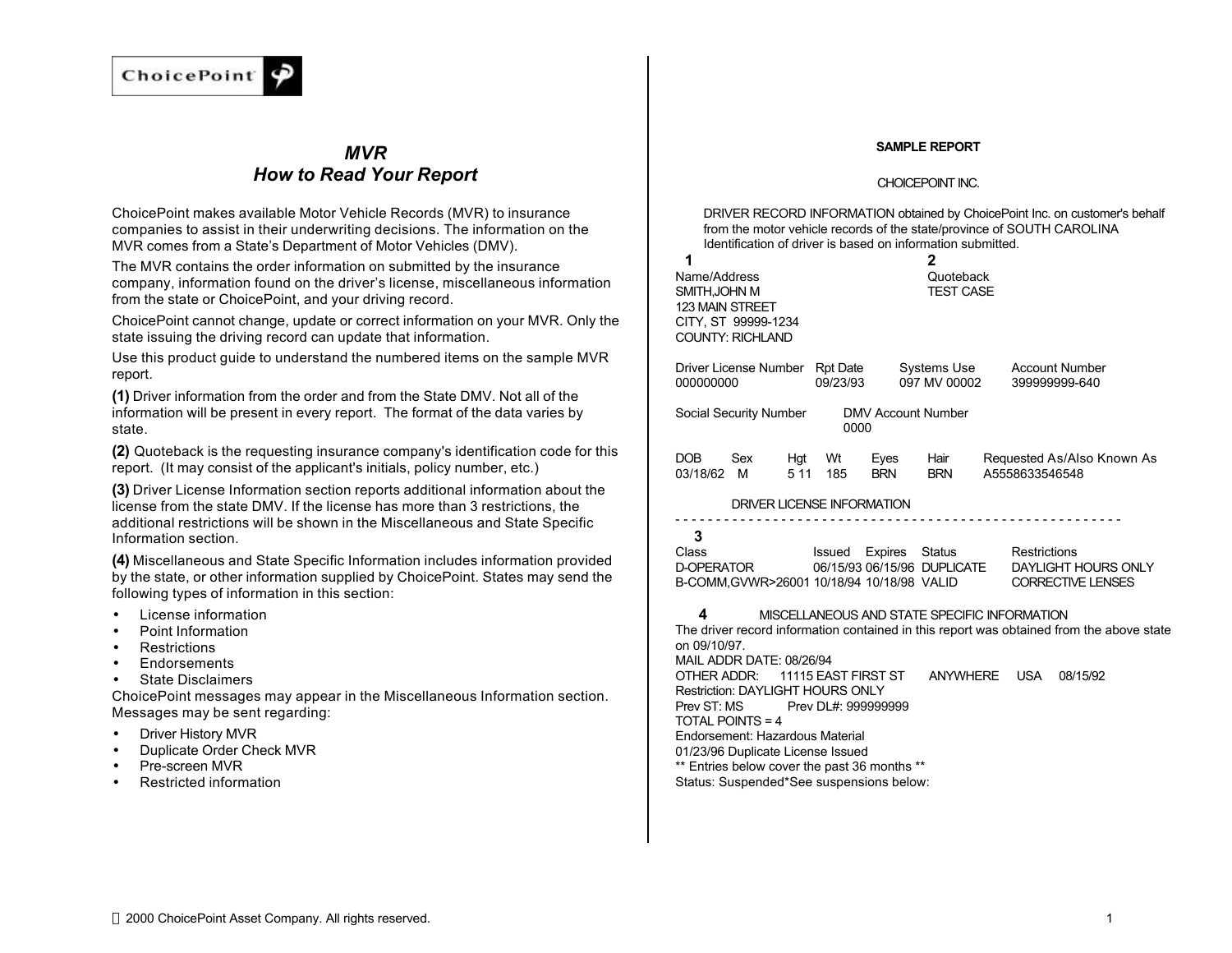ChoicePoint

# *MVR*
# *How to Read Your Report*

ChoicePoint makes available Motor Vehicle Records (MVR) to insurance companies to assist in their underwriting decisions. The information on the MVR comes from a State's Department of Motor Vehicles (DMV).

The MVR contains the order information on submitted by the insurance company, information found on the driver's license, miscellaneous information from the state or ChoicePoint, and your driving record.

ChoicePoint cannot change, update or correct information on your MVR. Only the state issuing the driving record can update that information.

Use this product guide to understand the numbered items on the sample MVR report.

**(1)** Driver information from the order and from the State DMV. Not all of the information will be present in every report. The format of the data varies by state.

**(2)** Quoteback is the requesting insurance company's identification code for this report. (It may consist of the applicant's initials, policy number, etc.)

**(3)** Driver License Information section reports additional information about the license from the state DMV. If the license has more than 3 restrictions, the additional restrictions will be shown in the Miscellaneous and State Specific Information section.

**(4)** Miscellaneous and State Specific Information includes information provided by the state, or other information supplied by ChoicePoint. States may send the following types of information in this section:

- License information
- Point Information
- Restrictions
- Endorsements
- State Disclaimers

ChoicePoint messages may appear in the Miscellaneous Information section. Messages may be sent regarding:

- Driver History MVR
- Duplicate Order Check MVR
- Pre-screen MVR
- Restricted information

**SAMPLE REPORT**

CHOICEPOINT INC.

DRIVER RECORD INFORMATION obtained by ChoicePoint Inc. on customer's behalf from the motor vehicle records of the state/province of SOUTH CAROLINA
Identification of driver is based on information submitted.

**1**

Name/Address
SMITH,JOHN M
123 MAIN STREET
CITY, ST 99999-1234
COUNTY: RICHLAND

**2**

Quoteback
TEST CASE

| Driver License Number | Rpt Date | Systems Use | Account Number |
|---|---|---|---|
| 000000000 | 09/23/93 | 097 MV 00002 | 399999999-640 |

| Social Security Number | DMV Account Number |
|---|---|
| | 0000 |

| DOB | Sex | Hgt | Wt | Eyes | Hair | Requested As/Also Known As |
|---|---|---|---|---|---|---|
| 03/18/62 | M | 5 11 | 185 | BRN | BRN | A5558633546548 |

DRIVER LICENSE INFORMATION

- - - - - - - - - - - - - - - - - - - - - - - - - - - - - - - - - - - - - - - - - - - - - - - - - - - - -

**3**

| Class | Issued | Expires | Status | Restrictions |
|---|---|---|---|---|
| D-OPERATOR | 06/15/93 | 06/15/96 | DUPLICATE | DAYLIGHT HOURS ONLY |
| B-COMM,GVWR>26001 | 10/18/94 | 10/18/98 | VALID | CORRECTIVE LENSES |

**4** MISCELLANEOUS AND STATE SPECIFIC INFORMATION

The driver record information contained in this report was obtained from the above state on 09/10/97.
MAIL ADDR DATE: 08/26/94
OTHER ADDR: 11115 EAST FIRST ST ANYWHERE USA 08/15/92
Restriction: DAYLIGHT HOURS ONLY
Prev ST: MS Prev DL#: 999999999
TOTAL POINTS = 4
Endorsement: Hazardous Material
01/23/96 Duplicate License Issued
** Entries below cover the past 36 months **
Status: Suspended*See suspensions below:

© 2000 ChoicePoint Asset Company. All rights reserved.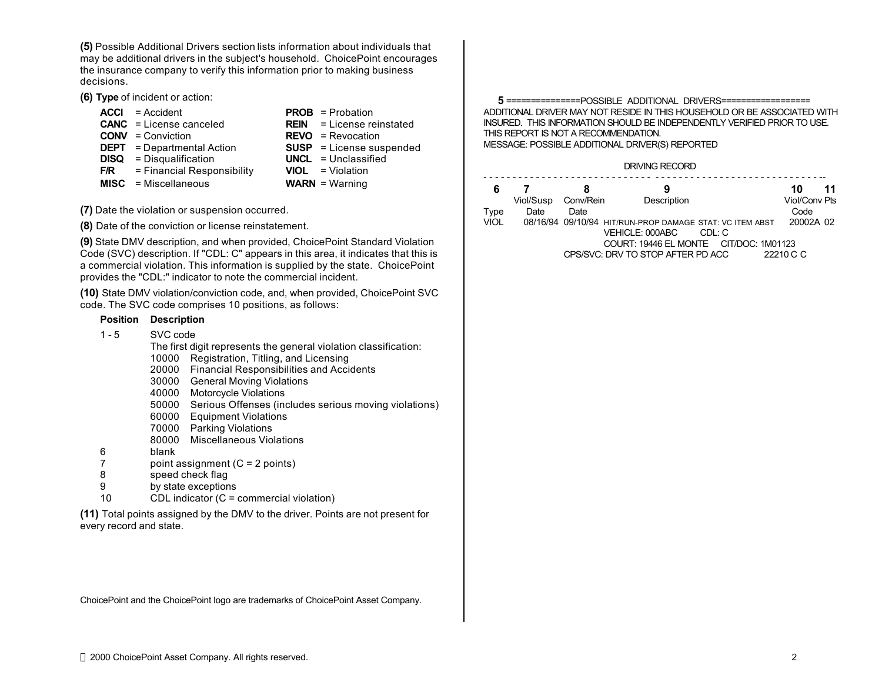**(5)** Possible Additional Drivers section lists information about individuals that may be additional drivers in the subject's household. ChoicePoint encourages the insurance company to verify this information prior to making business decisions.

**(6) Type** of incident or action:

| | | | |
|---|---|---|---|
| **ACCI** | = Accident | **PROB** | = Probation |
| **CANC** | = License canceled | **REIN** | = License reinstated |
| **CONV** | = Conviction | **REVO** | = Revocation |
| **DEPT** | = Departmental Action | **SUSP** | = License suspended |
| **DISQ** | = Disqualification | **UNCL** | = Unclassified |
| **F/R** | = Financial Responsibility | **VIOL** | = Violation |
| **MISC** | = Miscellaneous | **WARN** | = Warning |

**(7)** Date the violation or suspension occurred.

**(8)** Date of the conviction or license reinstatement.

**(9)** State DMV description, and when provided, ChoicePoint Standard Violation Code (SVC) description. If "CDL: C" appears in this area, it indicates that this is a commercial violation. This information is supplied by the state. ChoicePoint provides the "CDL:" indicator to note the commercial incident.

**(10)** State DMV violation/conviction code, and, when provided, ChoicePoint SVC code. The SVC code comprises 10 positions, as follows:

| **Position** | **Description** |
|---|---|
| 1 - 5 | SVC code<br>The first digit represents the general violation classification:<br>10000 Registration, Titling, and Licensing<br>20000 Financial Responsibilities and Accidents<br>30000 General Moving Violations<br>40000 Motorcycle Violations<br>50000 Serious Offenses (includes serious moving violations)<br>60000 Equipment Violations<br>70000 Parking Violations<br>80000 Miscellaneous Violations |
| 6 | blank |
| 7 | point assignment (C = 2 points) |
| 8 | speed check flag |
| 9 | by state exceptions |
| 10 | CDL indicator (C = commercial violation) |

**(11)** Total points assigned by the DMV to the driver. Points are not present for every record and state.

ChoicePoint and the ChoicePoint logo are trademarks of ChoicePoint Asset Company.

```
5 ==============POSSIBLE ADDITIONAL DRIVERS=================
ADDITIONAL DRIVER MAY NOT RESIDE IN THIS HOUSEHOLD OR BE ASSOCIATED WITH
INSURED. THIS INFORMATION SHOULD BE INDEPENDENTLY VERIFIED PRIOR TO USE.
THIS REPORT IS NOT A RECOMMENDATION.
MESSAGE: POSSIBLE ADDITIONAL DRIVER(S) REPORTED

                              DRIVING RECORD
- - - - - - - - - - - - - - - - - - - - - - - - - - - - - - - - - - - - - - - - - - - - - - - - - - - - - - - - - -
 6       7          8                    9                              10        11
      Viol/Susp  Conv/Rein          Description                    Viol/Conv Pts
Type    Date       Date                                               Code
VIOL  08/16/94  09/10/94  HIT/RUN-PROP DAMAGE STAT: VC ITEM ABST   20002A  02
                          VEHICLE: 000ABC       CDL: C
                          COURT: 19446 EL MONTE    CIT/DOC: 1M01123
                 CPS/SVC: DRV TO STOP AFTER PD ACC                22210 C C
```

© 2000 ChoicePoint Asset Company. All rights reserved.